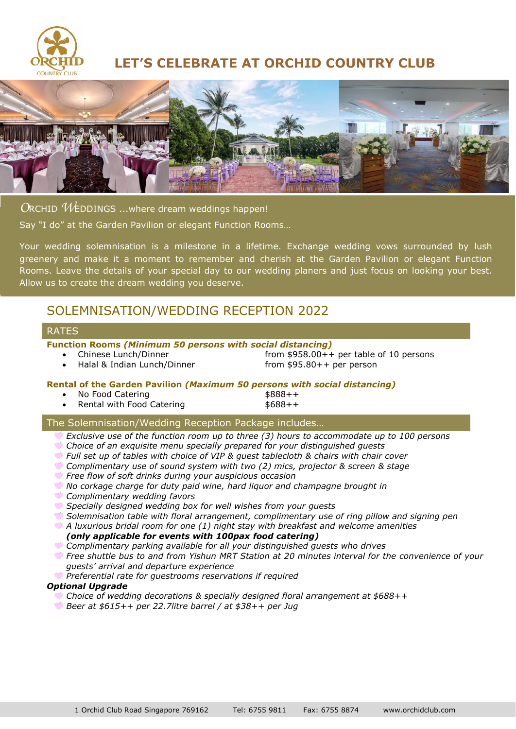# LET'S CELEBRATE AT ORCHID COUNTRY CLUB

ORCHID WEDDINGS ...where dream weddings happen!

Say "I do" at the Garden Pavilion or elegant Function Rooms…

Your wedding solemnisation is a milestone in a lifetime. Exchange wedding vows surrounded by lush greenery and make it a moment to remember and cherish at the Garden Pavilion or elegant Function Rooms. Leave the details of your special day to our wedding planers and just focus on looking your best. Allow us to create the dream wedding you deserve.

## SOLEMNISATION/WEDDING RECEPTION 2022

### RATES

**Function Rooms *(Minimum 50 persons with social distancing)***

- Chinese Lunch/Dinner — from $958.00++ per table of 10 persons
- Halal & Indian Lunch/Dinner — from $95.80++ per person

**Rental of the Garden Pavilion *(Maximum 50 persons with social distancing)***

- No Food Catering — $888++
- Rental with Food Catering — $688++

### The Solemnisation/Wedding Reception Package includes…

- *Exclusive use of the function room up to three (3) hours to accommodate up to 100 persons*
- *Choice of an exquisite menu specially prepared for your distinguished guests*
- *Full set up of tables with choice of VIP & guest tablecloth & chairs with chair cover*
- *Complimentary use of sound system with two (2) mics, projector & screen & stage*
- *Free flow of soft drinks during your auspicious occasion*
- *No corkage charge for duty paid wine, hard liquor and champagne brought in*
- *Complimentary wedding favors*
- *Specially designed wedding box for well wishes from your guests*
- *Solemnisation table with floral arrangement, complimentary use of ring pillow and signing pen*
- *A luxurious bridal room for one (1) night stay with breakfast and welcome amenities* ***(only applicable for events with 100pax food catering)***
- *Complimentary parking available for all your distinguished guests who drives*
- *Free shuttle bus to and from Yishun MRT Station at 20 minutes interval for the convenience of your guests' arrival and departure experience*
- *Preferential rate for guestrooms reservations if required*

***Optional Upgrade***

- *Choice of wedding decorations & specially designed floral arrangement at $688++*
- *Beer at $615++ per 22.7litre barrel / at $38++ per Jug*

1 Orchid Club Road Singapore 769162 Tel: 6755 9811 Fax: 6755 8874 www.orchidclub.com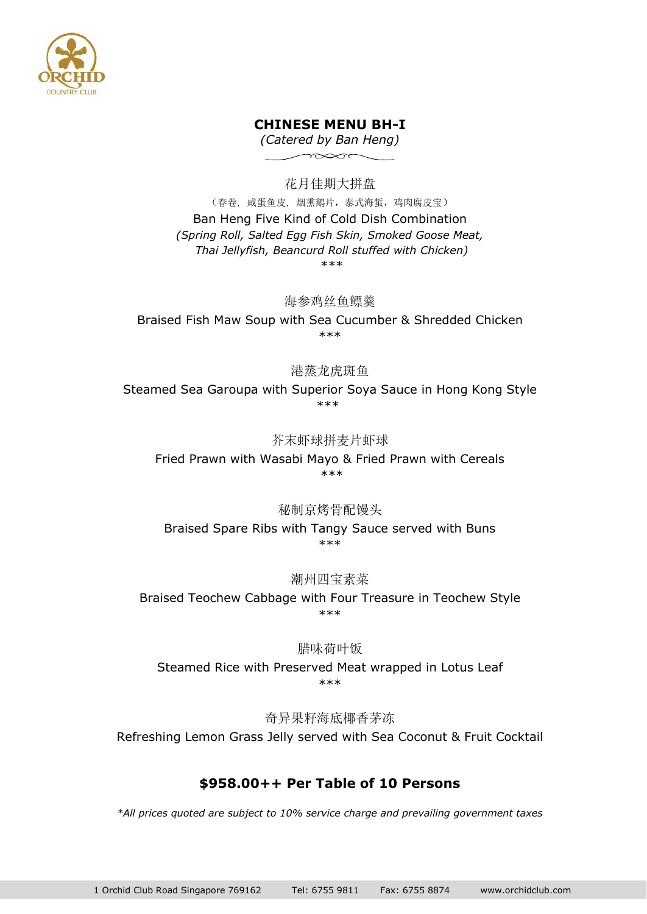## CHINESE MENU BH-I

*(Catered by Ban Heng)*

花月佳期大拼盘

（春卷，咸蛋鱼皮，烟熏鹅片，泰式海蜇，鸡肉腐皮宝）

Ban Heng Five Kind of Cold Dish Combination

*(Spring Roll, Salted Egg Fish Skin, Smoked Goose Meat, Thai Jellyfish, Beancurd Roll stuffed with Chicken)*

***

海参鸡丝鱼鳔羹

Braised Fish Maw Soup with Sea Cucumber & Shredded Chicken

***

港蒸龙虎斑鱼

Steamed Sea Garoupa with Superior Soya Sauce in Hong Kong Style

***

芥末虾球拼麦片虾球

Fried Prawn with Wasabi Mayo & Fried Prawn with Cereals

***

秘制京烤骨配馒头

Braised Spare Ribs with Tangy Sauce served with Buns

***

潮州四宝素菜

Braised Teochew Cabbage with Four Treasure in Teochew Style

***

腊味荷叶饭

Steamed Rice with Preserved Meat wrapped in Lotus Leaf

***

奇异果籽海底椰香茅冻

Refreshing Lemon Grass Jelly served with Sea Coconut & Fruit Cocktail

**$958.00++ Per Table of 10 Persons**

*\*All prices quoted are subject to 10% service charge and prevailing government taxes*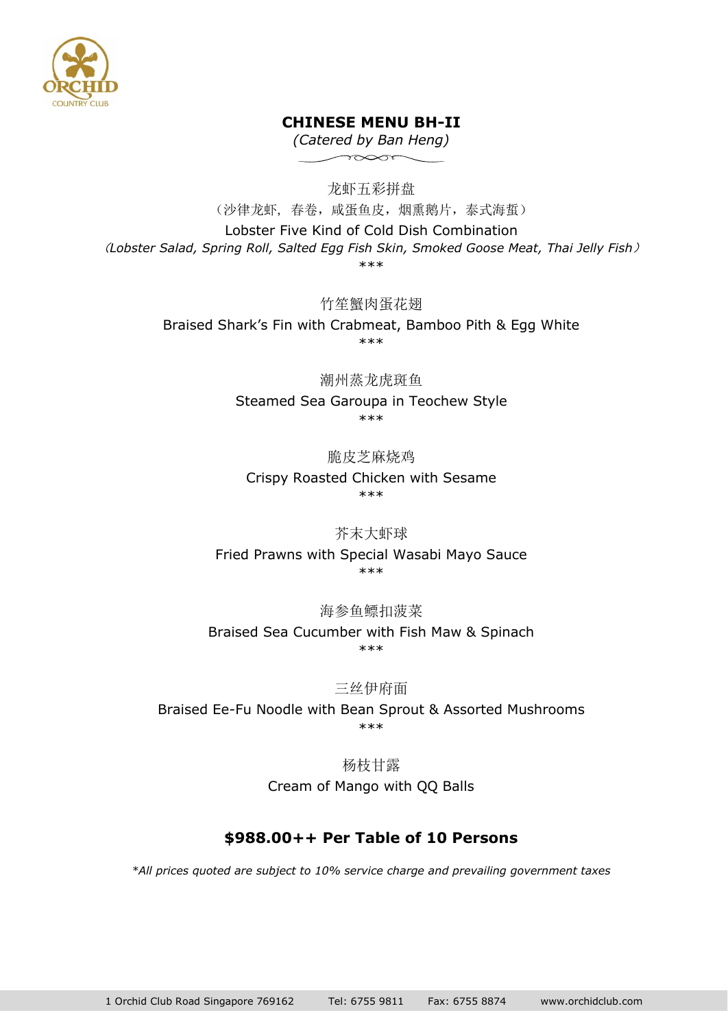## CHINESE MENU BH-II

*(Catered by Ban Heng)*

龙虾五彩拼盘

（沙律龙虾，春卷，咸蛋鱼皮，烟熏鹅片，泰式海蜇）

Lobster Five Kind of Cold Dish Combination

*(Lobster Salad, Spring Roll, Salted Egg Fish Skin, Smoked Goose Meat, Thai Jelly Fish)*

***

竹笙蟹肉蛋花翅

Braised Shark's Fin with Crabmeat, Bamboo Pith & Egg White

***

潮州蒸龙虎斑鱼

Steamed Sea Garoupa in Teochew Style

***

脆皮芝麻烧鸡

Crispy Roasted Chicken with Sesame

***

芥末大虾球

Fried Prawns with Special Wasabi Mayo Sauce

***

海参鱼鳔扣菠菜

Braised Sea Cucumber with Fish Maw & Spinach

***

三丝伊府面

Braised Ee-Fu Noodle with Bean Sprout & Assorted Mushrooms

***

杨枝甘露

Cream of Mango with QQ Balls

**$988.00++ Per Table of 10 Persons**

*\*All prices quoted are subject to 10% service charge and prevailing government taxes*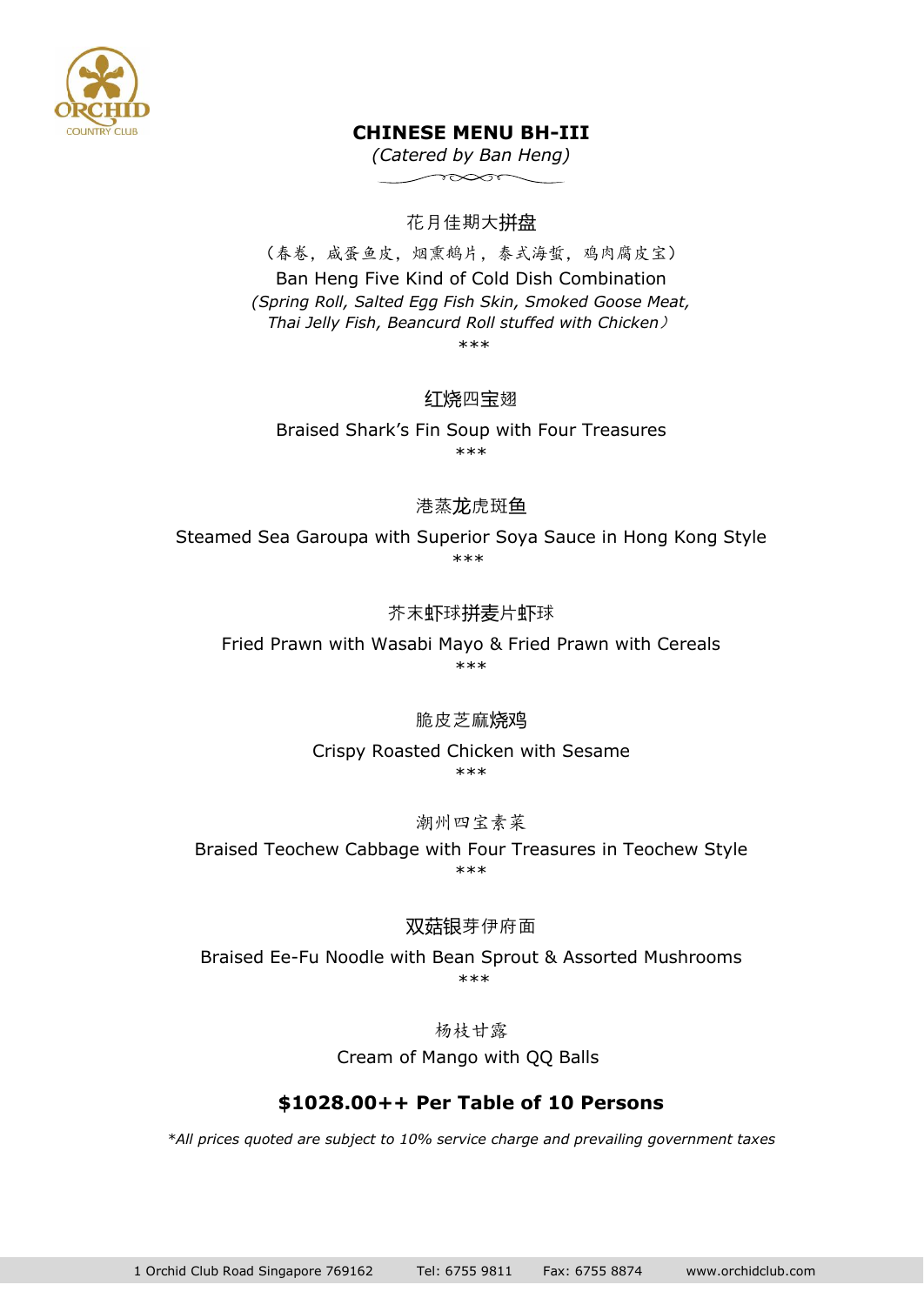# CHINESE MENU BH-III

*(Catered by Ban Heng)*

花月佳期大拼盘

（春卷，咸蛋鱼皮，烟熏鹅片，泰式海蜇，鸡肉腐皮宝）

Ban Heng Five Kind of Cold Dish Combination

*(Spring Roll, Salted Egg Fish Skin, Smoked Goose Meat, Thai Jelly Fish, Beancurd Roll stuffed with Chicken）*

***

红烧四宝翅

Braised Shark's Fin Soup with Four Treasures

***

港蒸龙虎斑鱼

Steamed Sea Garoupa with Superior Soya Sauce in Hong Kong Style

***

芥末虾球拼麦片虾球

Fried Prawn with Wasabi Mayo & Fried Prawn with Cereals

***

脆皮芝麻烧鸡

Crispy Roasted Chicken with Sesame

***

潮州四宝素菜

Braised Teochew Cabbage with Four Treasures in Teochew Style

***

双菇银芽伊府面

Braised Ee-Fu Noodle with Bean Sprout & Assorted Mushrooms

***

杨枝甘露

Cream of Mango with QQ Balls

**$1028.00++ Per Table of 10 Persons**

*\*All prices quoted are subject to 10% service charge and prevailing government taxes*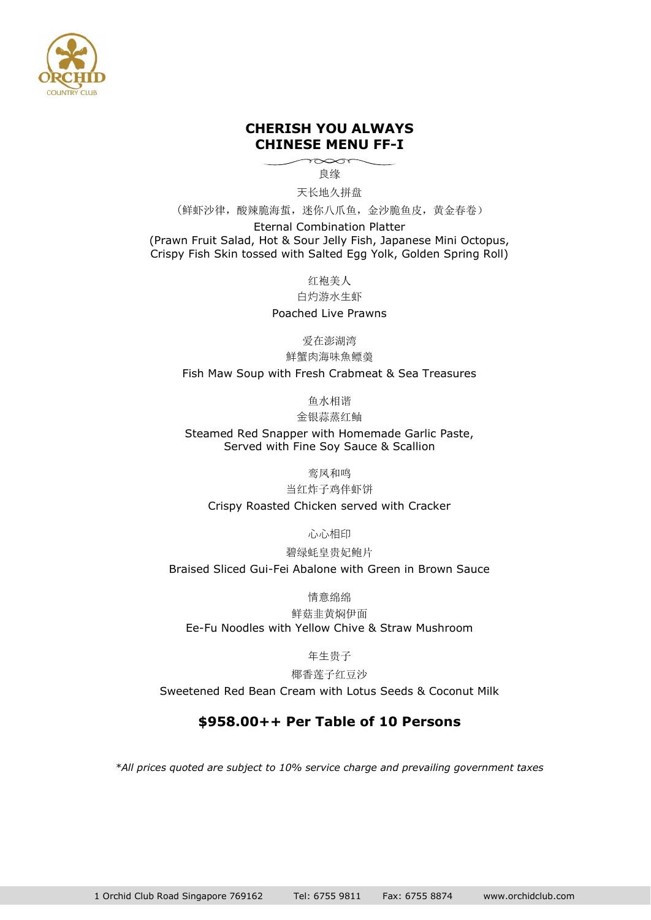# CHERISH YOU ALWAYS
# CHINESE MENU FF-I

良缘

天长地久拼盘

（鲜虾沙律，酸辣脆海蜇，迷你八爪鱼，金沙脆鱼皮，黄金春卷）

Eternal Combination Platter
(Prawn Fruit Salad, Hot & Sour Jelly Fish, Japanese Mini Octopus, Crispy Fish Skin tossed with Salted Egg Yolk, Golden Spring Roll)

红袍美人

白灼游水生虾

Poached Live Prawns

爱在澎湖湾

鲜蟹肉海味魚鳔羹

Fish Maw Soup with Fresh Crabmeat & Sea Treasures

鱼水相谐

金银蒜蒸红鲉

Steamed Red Snapper with Homemade Garlic Paste,
Served with Fine Soy Sauce & Scallion

鸾凤和鸣

当红炸子鸡伴虾饼

Crispy Roasted Chicken served with Cracker

心心相印

碧绿蚝皇贵妃鲍片

Braised Sliced Gui-Fei Abalone with Green in Brown Sauce

情意绵绵

鲜菇韭黄焖伊面

Ee-Fu Noodles with Yellow Chive & Straw Mushroom

年生贵子

椰香莲子红豆沙

Sweetened Red Bean Cream with Lotus Seeds & Coconut Milk

## $958.00++ Per Table of 10 Persons

*\*All prices quoted are subject to 10% service charge and prevailing government taxes*

1 Orchid Club Road Singapore 769162 Tel: 6755 9811 Fax: 6755 8874 www.orchidclub.com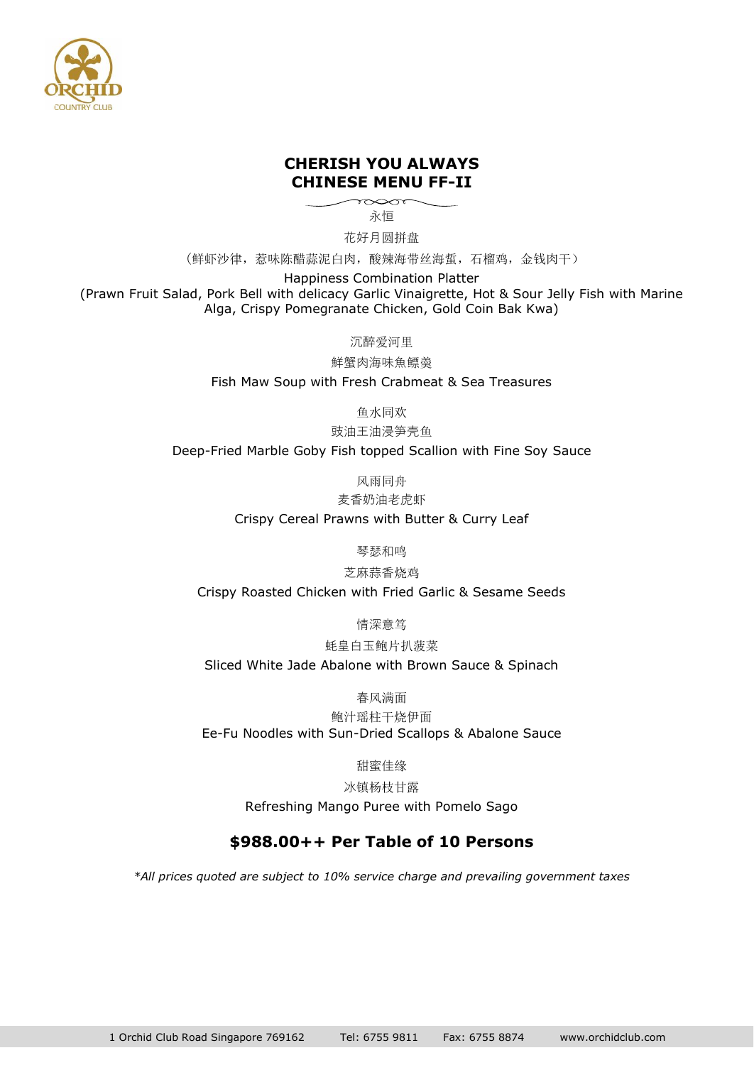# CHERISH YOU ALWAYS
# CHINESE MENU FF-II

永恒

花好月圆拼盘

（鲜虾沙律，葱味陈醋蒜泥白肉，酸辣海带丝海蜇，石榴鸡，金钱肉干）

Happiness Combination Platter
(Prawn Fruit Salad, Pork Bell with delicacy Garlic Vinaigrette, Hot & Sour Jelly Fish with Marine Alga, Crispy Pomegranate Chicken, Gold Coin Bak Kwa)

沉醉爱河里

鲜蟹肉海味魚鰾羹

Fish Maw Soup with Fresh Crabmeat & Sea Treasures

鱼水同欢

豉油王油浸笋壳鱼

Deep-Fried Marble Goby Fish topped Scallion with Fine Soy Sauce

风雨同舟

麦香奶油老虎虾

Crispy Cereal Prawns with Butter & Curry Leaf

琴瑟和鸣

芝麻蒜香烧鸡

Crispy Roasted Chicken with Fried Garlic & Sesame Seeds

情深意笃

蚝皇白玉鲍片扒菠菜

Sliced White Jade Abalone with Brown Sauce & Spinach

春风满面

鲍汁瑶柱干烧伊面

Ee-Fu Noodles with Sun-Dried Scallops & Abalone Sauce

甜蜜佳缘

冰镇杨枝甘露

Refreshing Mango Puree with Pomelo Sago

## $988.00++ Per Table of 10 Persons

*\*All prices quoted are subject to 10% service charge and prevailing government taxes*

1 Orchid Club Road Singapore 769162 Tel: 6755 9811 Fax: 6755 8874 www.orchidclub.com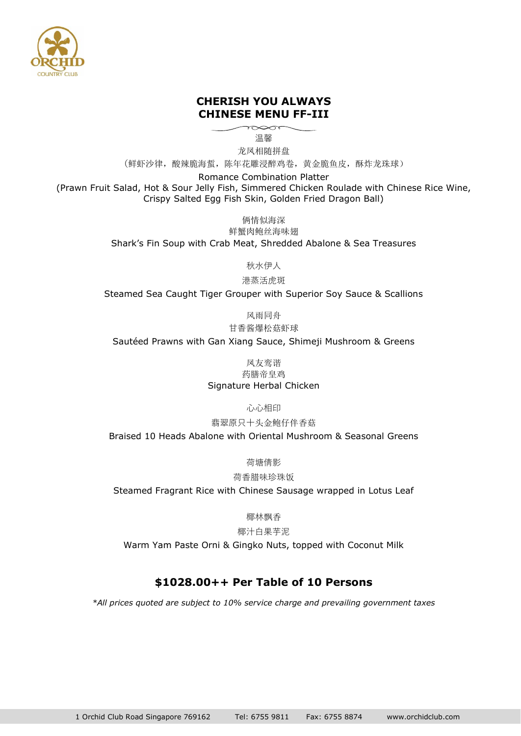## CHERISH YOU ALWAYS
## CHINESE MENU FF-III

温馨

龙凤相随拼盘

（鲜虾沙律，酸辣脆海蜇，陈年花雕浸醉鸡卷，黄金脆鱼皮，酥炸龙珠球）

Romance Combination Platter

(Prawn Fruit Salad, Hot & Sour Jelly Fish, Simmered Chicken Roulade with Chinese Rice Wine, Crispy Salted Egg Fish Skin, Golden Fried Dragon Ball)

俩情似海深

鲜蟹肉鲍丝海味翅

Shark's Fin Soup with Crab Meat, Shredded Abalone & Sea Treasures

秋水伊人

港蒸活虎斑

Steamed Sea Caught Tiger Grouper with Superior Soy Sauce & Scallions

风雨同舟

甘香酱爆松菇虾球

Sautéed Prawns with Gan Xiang Sauce, Shimeji Mushroom & Greens

凤友鸾谐

药膳帝皇鸡

Signature Herbal Chicken

心心相印

翡翠原只十头金鲍仔伴香菇

Braised 10 Heads Abalone with Oriental Mushroom & Seasonal Greens

荷塘倩影

荷香腊味珍珠饭

Steamed Fragrant Rice with Chinese Sausage wrapped in Lotus Leaf

椰林飘香

椰汁白果芋泥

Warm Yam Paste Orni & Gingko Nuts, topped with Coconut Milk

### $1028.00++ Per Table of 10 Persons

*\*All prices quoted are subject to 10% service charge and prevailing government taxes*

1 Orchid Club Road Singapore 769162 Tel: 6755 9811 Fax: 6755 8874 www.orchidclub.com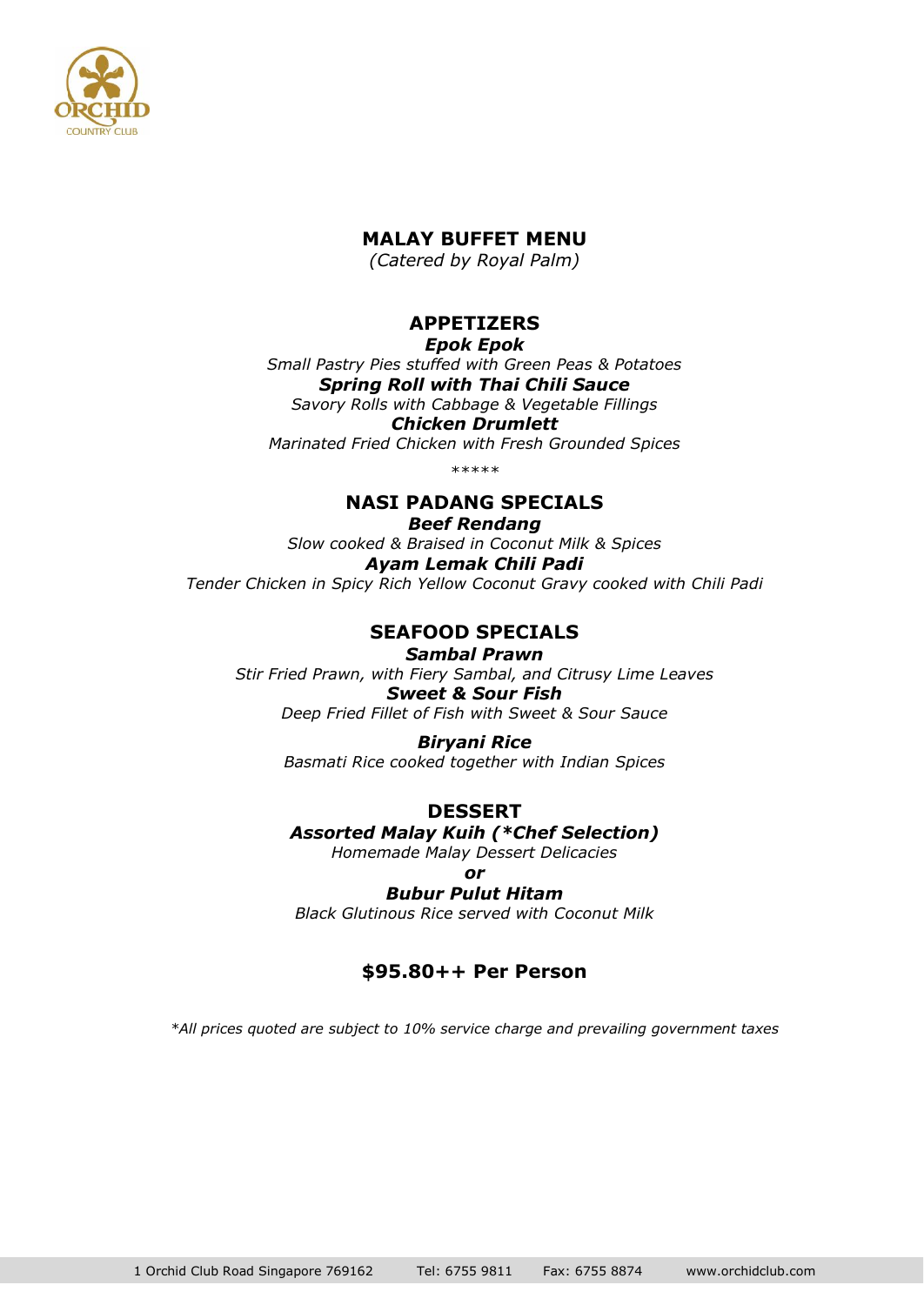# MALAY BUFFET MENU

*(Catered by Royal Palm)*

## APPETIZERS

***Epok Epok***

*Small Pastry Pies stuffed with Green Peas & Potatoes*

***Spring Roll with Thai Chili Sauce***

*Savory Rolls with Cabbage & Vegetable Fillings*

***Chicken Drumlett***

*Marinated Fried Chicken with Fresh Grounded Spices*

*****

## NASI PADANG SPECIALS

***Beef Rendang***

*Slow cooked & Braised in Coconut Milk & Spices*

***Ayam Lemak Chili Padi***

*Tender Chicken in Spicy Rich Yellow Coconut Gravy cooked with Chili Padi*

## SEAFOOD SPECIALS

***Sambal Prawn***

*Stir Fried Prawn, with Fiery Sambal, and Citrusy Lime Leaves*

***Sweet & Sour Fish***

*Deep Fried Fillet of Fish with Sweet & Sour Sauce*

***Biryani Rice***

*Basmati Rice cooked together with Indian Spices*

## DESSERT

***Assorted Malay Kuih (*Chef Selection)***

*Homemade Malay Dessert Delicacies*

***or***

***Bubur Pulut Hitam***

*Black Glutinous Rice served with Coconut Milk*

## $95.80++ Per Person

**All prices quoted are subject to 10% service charge and prevailing government taxes*

1 Orchid Club Road Singapore 769162 Tel: 6755 9811 Fax: 6755 8874 www.orchidclub.com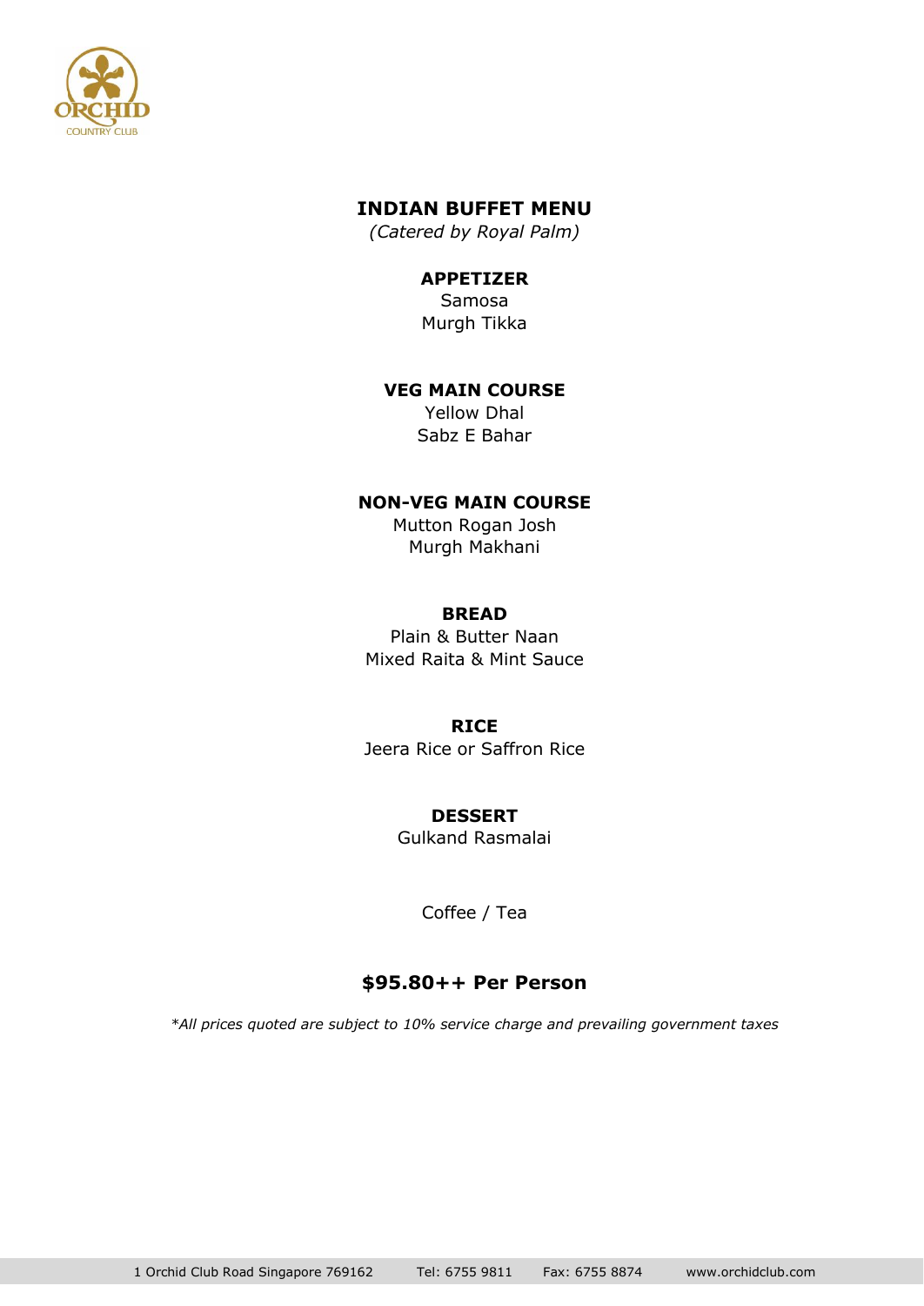# INDIAN BUFFET MENU

*(Catered by Royal Palm)*

### APPETIZER

Samosa
Murgh Tikka

### VEG MAIN COURSE

Yellow Dhal
Sabz E Bahar

### NON-VEG MAIN COURSE

Mutton Rogan Josh
Murgh Makhani

### BREAD

Plain & Butter Naan
Mixed Raita & Mint Sauce

### RICE

Jeera Rice or Saffron Rice

### DESSERT

Gulkand Rasmalai

Coffee / Tea

**$95.80++ Per Person**

*\*All prices quoted are subject to 10% service charge and prevailing government taxes*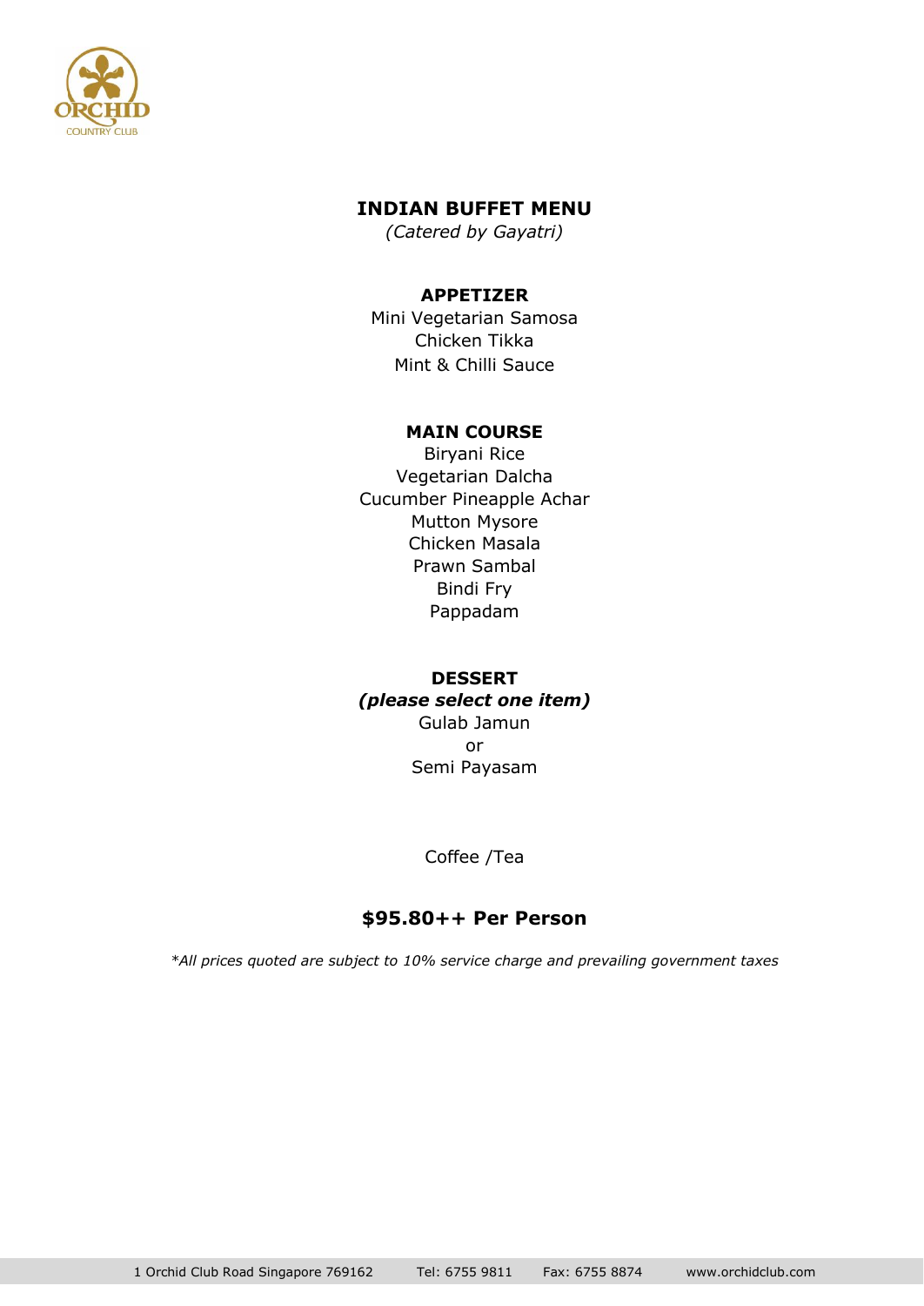# INDIAN BUFFET MENU

*(Catered by Gayatri)*

## APPETIZER

Mini Vegetarian Samosa
Chicken Tikka
Mint & Chilli Sauce

## MAIN COURSE

Biryani Rice
Vegetarian Dalcha
Cucumber Pineapple Achar
Mutton Mysore
Chicken Masala
Prawn Sambal
Bindi Fry
Pappadam

## DESSERT

***(please select one item)***

Gulab Jamun
or
Semi Payasam

Coffee /Tea

## $95.80++ Per Person

*\*All prices quoted are subject to 10% service charge and prevailing government taxes*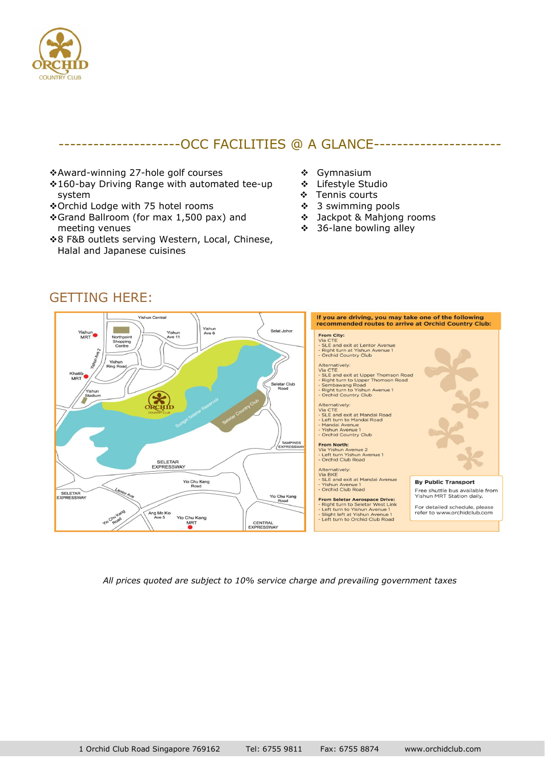## OCC FACILITIES @ A GLANCE

- Award-winning 27-hole golf courses
- 160-bay Driving Range with automated tee-up system
- Orchid Lodge with 75 hotel rooms
- Grand Ballroom (for max 1,500 pax) and meeting venues
- 8 F&B outlets serving Western, Local, Chinese, Halal and Japanese cuisines
- Gymnasium
- Lifestyle Studio
- Tennis courts
- 3 swimming pools
- Jackpot & Mahjong rooms
- 36-lane bowling alley

## GETTING HERE:

Yishun Central
Yishun MRT
Northpoint Shopping Centre
Yishun Ave 11
Yishun Ave 6
Seletar Johor
Yishun Ave 2
Yishun Ring Road
Khatib MRT
Yishun Stadium
Seletar Club Road
ORCHID COUNTRY CLUB
Sungei Seletar Reservoir
Seletar Country Club
TAMPINES EXPRESSWAY
SELETAR EXPRESSWAY
Yio Chu Kang Road
SELETAR EXPRESSWAY
Lentor Ave
Yio Chu Kang Road
Yio Chu Kang Road
Ang Mo Kio Ave 5
Yio Chu Kang MRT
CENTRAL EXPRESSWAY

**If you are driving, you may take one of the following recommended routes to arrive at Orchid Country Club:**

**From City:**
Via CTE
- SLE and exit at Lentor Avenue
- Right turn at Yishun Avenue 1
- Orchid Country Club

Alternatively:
Via CTE
- SLE and exit at Upper Thomson Road
- Right turn to Upper Thomson Road
- Sembawang Road
- Right turn to Yishun Avenue 1
- Orchid Country Club

Alternatively:
Via CTE
- SLE and exit at Mandai Road
- Left turn to Mandai Road
- Mandai Avenue
- Yishun Avenue 1
- Orchid Country Club

**From North:**
Via Yishun Avenue 2
- Left turn Yishun Avenue 1
- Orchid Club Road

Alternatively:
Via BKE
- SLE and exit at Mandai Avenue
- Yishun Avenue 1
- Orchid Club Road

**From Seletar Aerospace Drive:**
- Right turn to Seletar West Link
- Left turn to Yishun Avenue 1
- Slight left at Yishun Avenue 1
- Left turn to Orchid Club Road

**By Public Transport**

Free shuttle bus available from Yishun MRT Station daily.

For detailed schedule, please refer to www.orchidclub.com

*All prices quoted are subject to 10% service charge and prevailing government taxes*

1 Orchid Club Road Singapore 769162 Tel: 6755 9811 Fax: 6755 8874 www.orchidclub.com